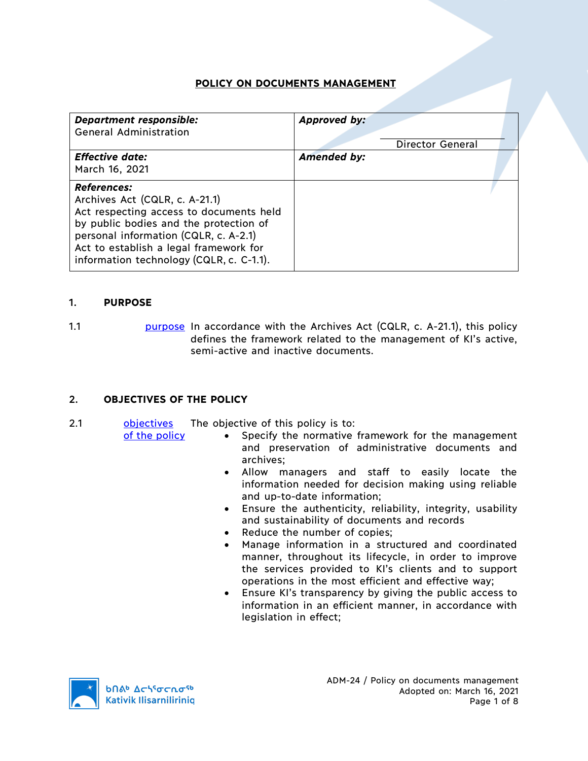# POLICY ON DOCUMENTS MANAGEMENT

| ***Department responsible:*** General Administration | ***Approved by:*** Director General |
|---|---|
| ***Effective date:*** March 16, 2021 | ***Amended by:*** |
| ***References:*** Archives Act (CQLR, c. A-21.1) Act respecting access to documents held by public bodies and the protection of personal information (CQLR, c. A-2.1) Act to establish a legal framework for information technology (CQLR, c. C-1.1). | |

## 1. PURPOSE

1.1 purpose — In accordance with the Archives Act (CQLR, c. A-21.1), this policy defines the framework related to the management of KI's active, semi-active and inactive documents.

## 2. OBJECTIVES OF THE POLICY

2.1 objectives of the policy — The objective of this policy is to:

- Specify the normative framework for the management and preservation of administrative documents and archives;
- Allow managers and staff to easily locate the information needed for decision making using reliable and up-to-date information;
- Ensure the authenticity, reliability, integrity, usability and sustainability of documents and records
- Reduce the number of copies;
- Manage information in a structured and coordinated manner, throughout its lifecycle, in order to improve the services provided to KI's clients and to support operations in the most efficient and effective way;
- Ensure KI's transparency by giving the public access to information in an efficient manner, in accordance with legislation in effect;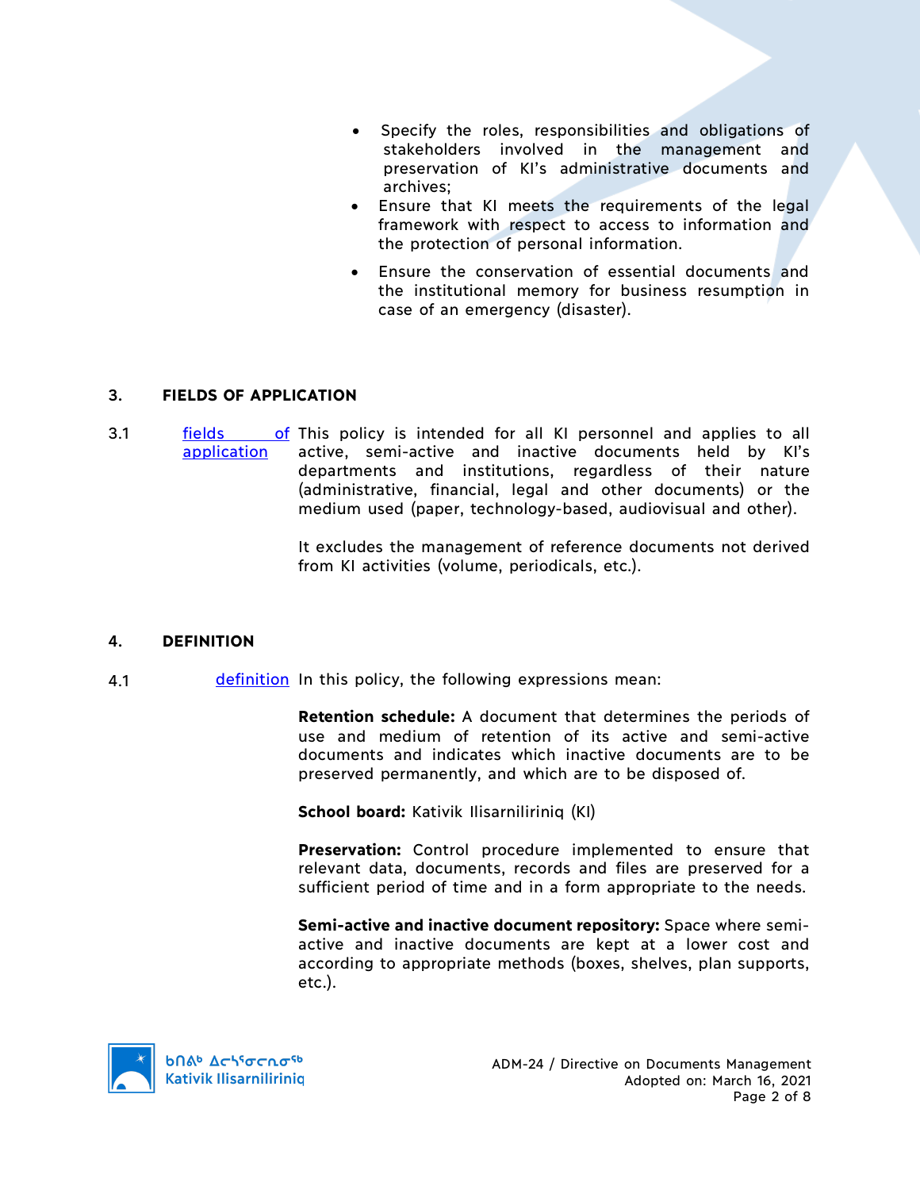- Specify the roles, responsibilities and obligations of stakeholders involved in the management and preservation of KI's administrative documents and archives;
- Ensure that KI meets the requirements of the legal framework with respect to access to information and the protection of personal information.
- Ensure the conservation of essential documents and the institutional memory for business resumption in case of an emergency (disaster).

## 3. FIELDS OF APPLICATION

3.1 fields of application

This policy is intended for all KI personnel and applies to all active, semi-active and inactive documents held by KI's departments and institutions, regardless of their nature (administrative, financial, legal and other documents) or the medium used (paper, technology-based, audiovisual and other).

It excludes the management of reference documents not derived from KI activities (volume, periodicals, etc.).

## 4. DEFINITION

4.1 definition

In this policy, the following expressions mean:

**Retention schedule:** A document that determines the periods of use and medium of retention of its active and semi-active documents and indicates which inactive documents are to be preserved permanently, and which are to be disposed of.

**School board:** Kativik Ilisarniliriniq (KI)

**Preservation:** Control procedure implemented to ensure that relevant data, documents, records and files are preserved for a sufficient period of time and in a form appropriate to the needs.

**Semi-active and inactive document repository:** Space where semi-active and inactive documents are kept at a lower cost and according to appropriate methods (boxes, shelves, plan supports, etc.).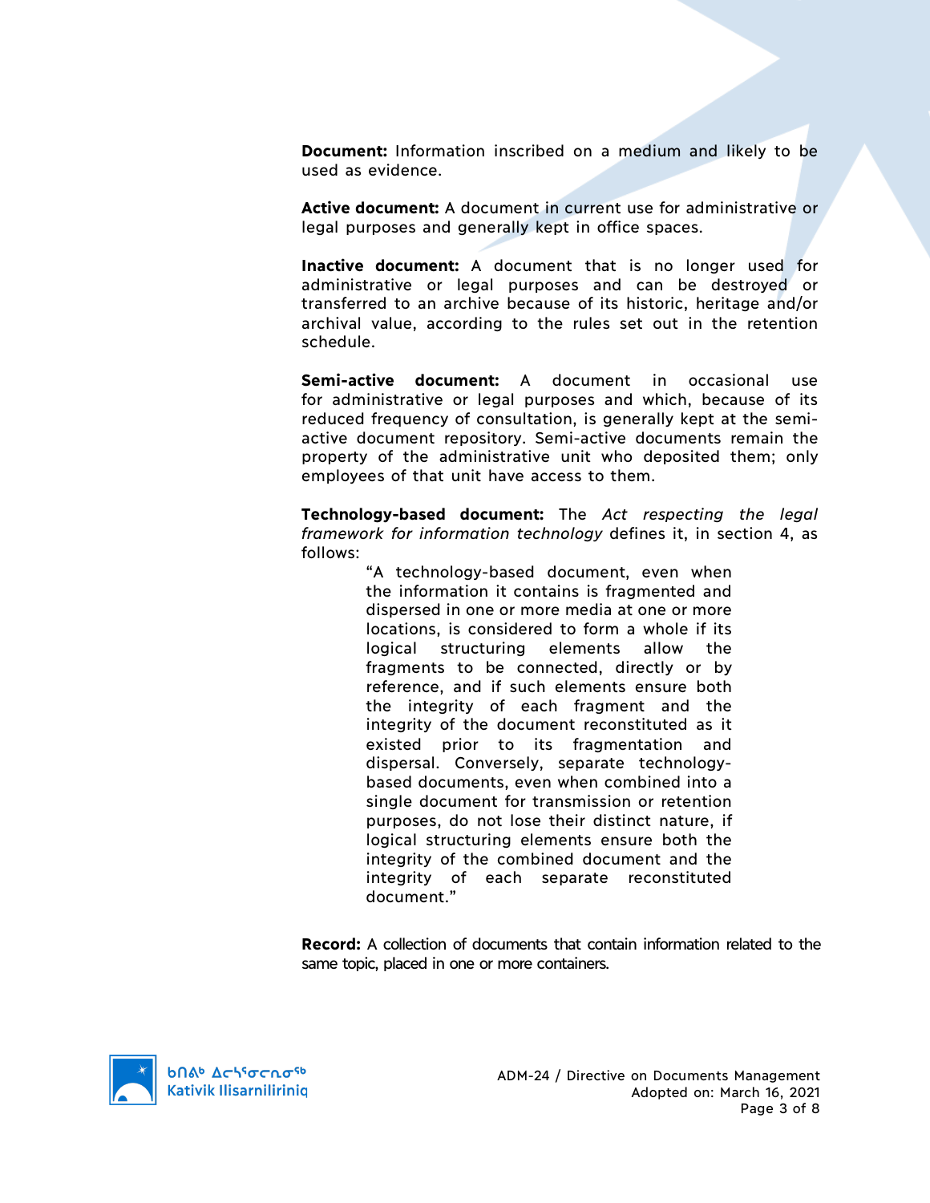**Document:** Information inscribed on a medium and likely to be used as evidence.

**Active document:** A document in current use for administrative or legal purposes and generally kept in office spaces.

**Inactive document:** A document that is no longer used for administrative or legal purposes and can be destroyed or transferred to an archive because of its historic, heritage and/or archival value, according to the rules set out in the retention schedule.

**Semi-active document:** A document in occasional use for administrative or legal purposes and which, because of its reduced frequency of consultation, is generally kept at the semi-active document repository. Semi-active documents remain the property of the administrative unit who deposited them; only employees of that unit have access to them.

**Technology-based document:** The *Act respecting the legal framework for information technology* defines it, in section 4, as follows:

> "A technology-based document, even when the information it contains is fragmented and dispersed in one or more media at one or more locations, is considered to form a whole if its logical structuring elements allow the fragments to be connected, directly or by reference, and if such elements ensure both the integrity of each fragment and the integrity of the document reconstituted as it existed prior to its fragmentation and dispersal. Conversely, separate technology-based documents, even when combined into a single document for transmission or retention purposes, do not lose their distinct nature, if logical structuring elements ensure both the integrity of the combined document and the integrity of each separate reconstituted document."

**Record:** A collection of documents that contain information related to the same topic, placed in one or more containers.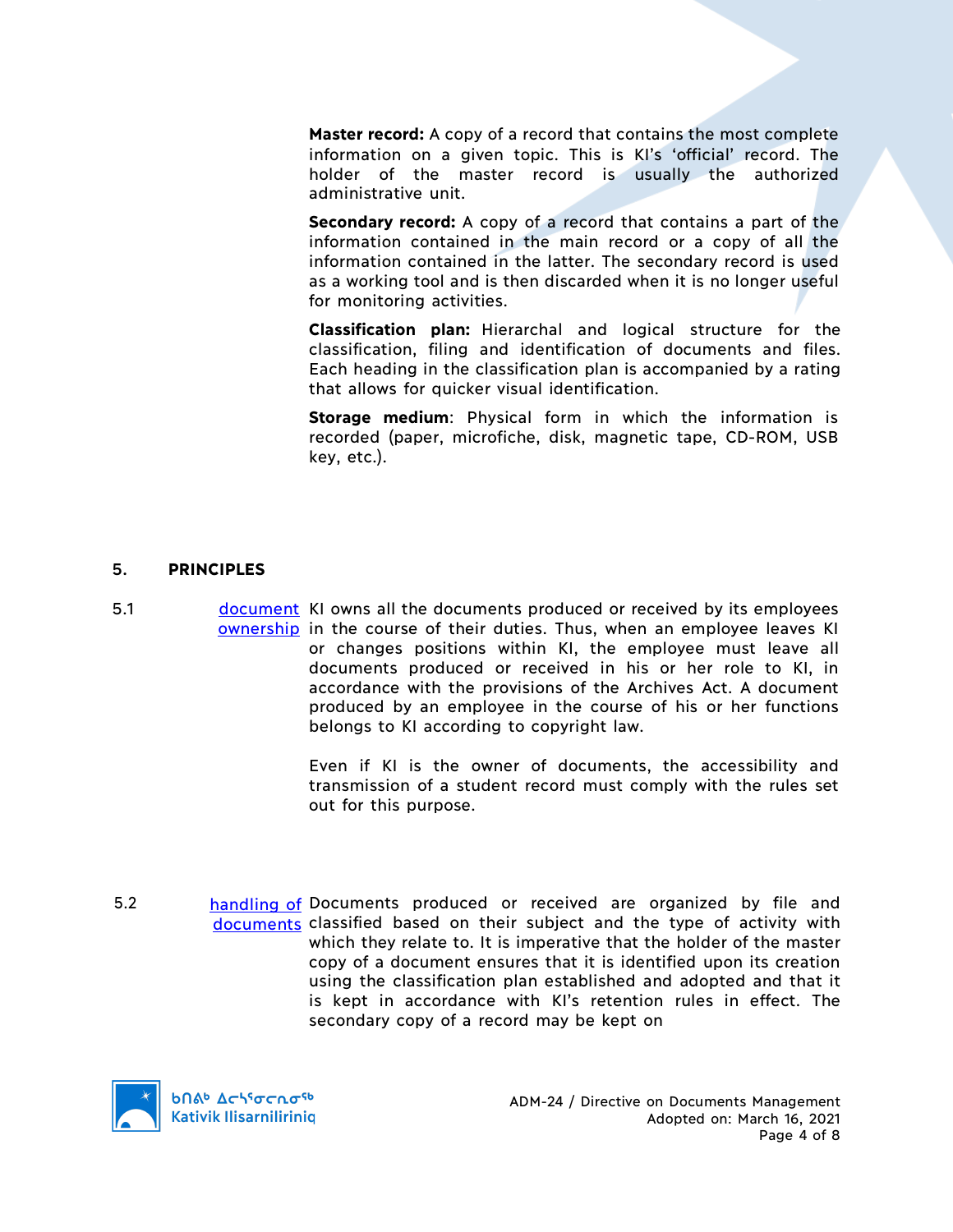**Master record:** A copy of a record that contains the most complete information on a given topic. This is KI's 'official' record. The holder of the master record is usually the authorized administrative unit.

**Secondary record:** A copy of a record that contains a part of the information contained in the main record or a copy of all the information contained in the latter. The secondary record is used as a working tool and is then discarded when it is no longer useful for monitoring activities.

**Classification plan:** Hierarchal and logical structure for the classification, filing and identification of documents and files. Each heading in the classification plan is accompanied by a rating that allows for quicker visual identification.

**Storage medium**: Physical form in which the information is recorded (paper, microfiche, disk, magnetic tape, CD-ROM, USB key, etc.).

## 5. PRINCIPLES

5.1 document ownership

KI owns all the documents produced or received by its employees in the course of their duties. Thus, when an employee leaves KI or changes positions within KI, the employee must leave all documents produced or received in his or her role to KI, in accordance with the provisions of the Archives Act. A document produced by an employee in the course of his or her functions belongs to KI according to copyright law.

Even if KI is the owner of documents, the accessibility and transmission of a student record must comply with the rules set out for this purpose.

5.2 handling of documents

Documents produced or received are organized by file and classified based on their subject and the type of activity with which they relate to. It is imperative that the holder of the master copy of a document ensures that it is identified upon its creation using the classification plan established and adopted and that it is kept in accordance with KI's retention rules in effect. The secondary copy of a record may be kept on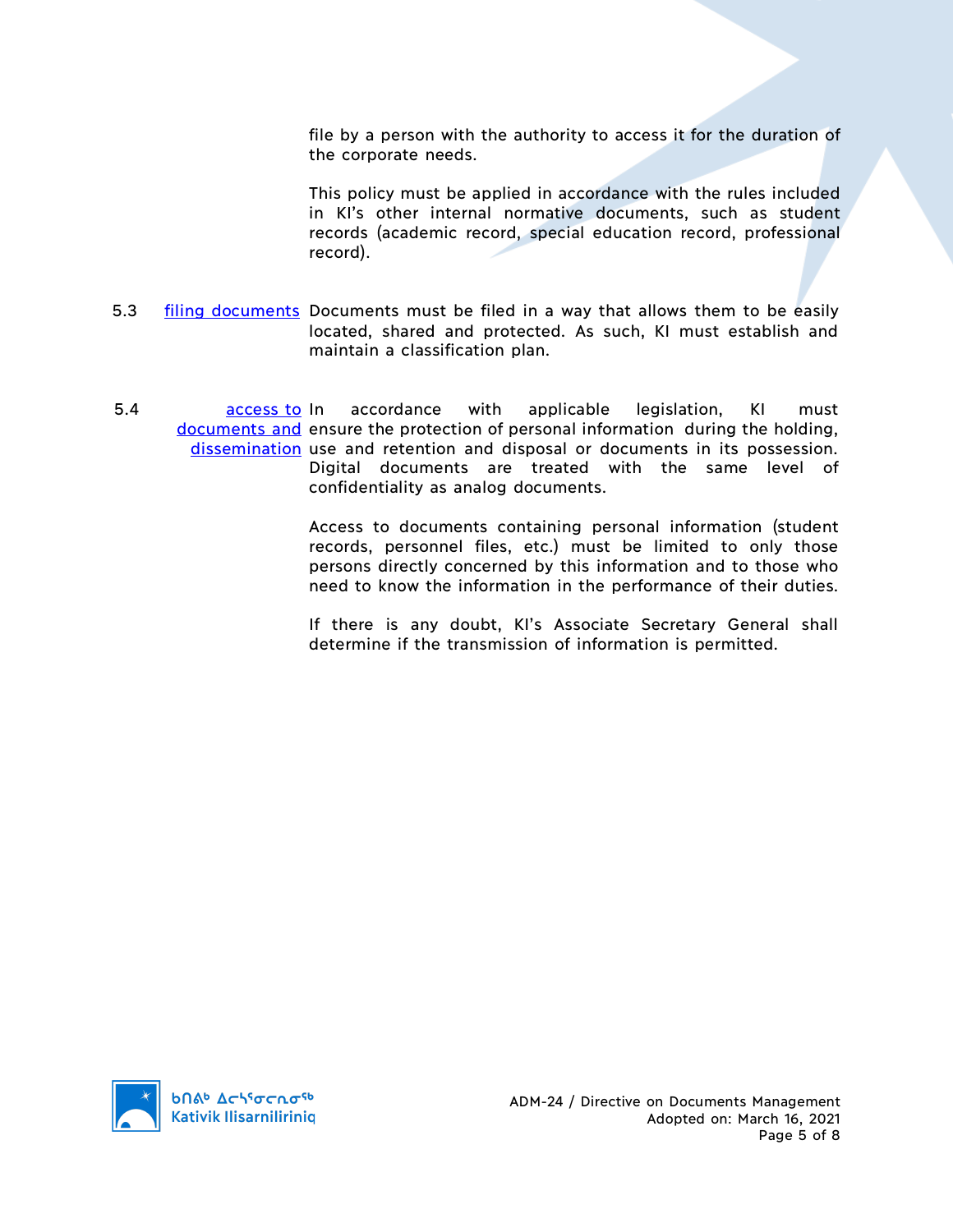file by a person with the authority to access it for the duration of the corporate needs.

This policy must be applied in accordance with the rules included in KI's other internal normative documents, such as student records (academic record, special education record, professional record).

5.3 filing documents

Documents must be filed in a way that allows them to be easily located, shared and protected. As such, KI must establish and maintain a classification plan.

5.4 access to documents and dissemination

In accordance with applicable legislation, KI must ensure the protection of personal information during the holding, use and retention and disposal or documents in its possession. Digital documents are treated with the same level of confidentiality as analog documents.

Access to documents containing personal information (student records, personnel files, etc.) must be limited to only those persons directly concerned by this information and to those who need to know the information in the performance of their duties.

If there is any doubt, KI's Associate Secretary General shall determine if the transmission of information is permitted.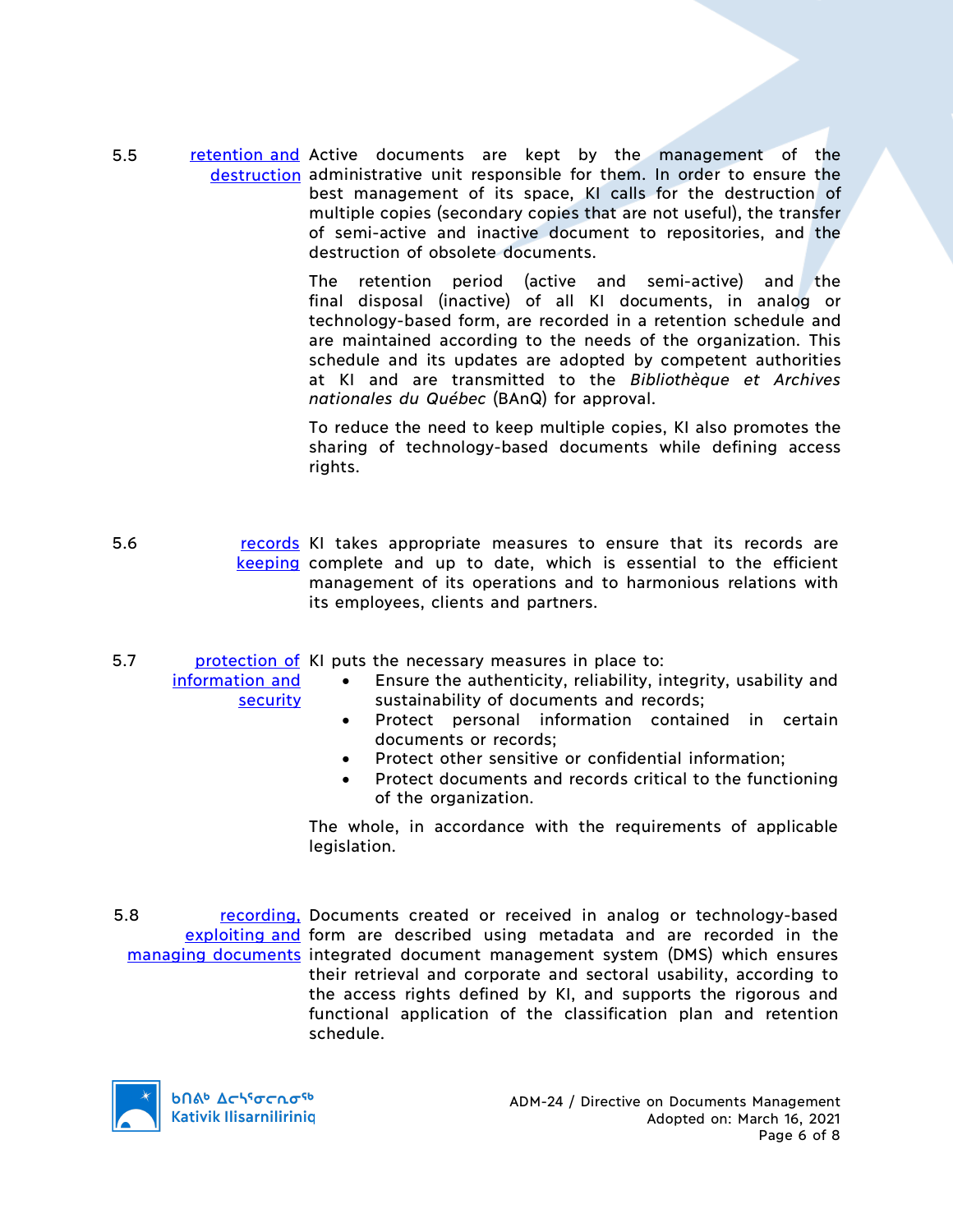**5.5 retention and destruction**

Active documents are kept by the management of the administrative unit responsible for them. In order to ensure the best management of its space, KI calls for the destruction of multiple copies (secondary copies that are not useful), the transfer of semi-active and inactive document to repositories, and the destruction of obsolete documents.

The retention period (active and semi-active) and the final disposal (inactive) of all KI documents, in analog or technology-based form, are recorded in a retention schedule and are maintained according to the needs of the organization. This schedule and its updates are adopted by competent authorities at KI and are transmitted to the *Bibliothèque et Archives nationales du Québec* (BAnQ) for approval.

To reduce the need to keep multiple copies, KI also promotes the sharing of technology-based documents while defining access rights.

**5.6 records keeping**

KI takes appropriate measures to ensure that its records are complete and up to date, which is essential to the efficient management of its operations and to harmonious relations with its employees, clients and partners.

**5.7 protection of information and security**

KI puts the necessary measures in place to:

- Ensure the authenticity, reliability, integrity, usability and sustainability of documents and records;
- Protect personal information contained in certain documents or records;
- Protect other sensitive or confidential information;
- Protect documents and records critical to the functioning of the organization.

The whole, in accordance with the requirements of applicable legislation.

**5.8 recording, exploiting and managing documents**

Documents created or received in analog or technology-based form are described using metadata and are recorded in the integrated document management system (DMS) which ensures their retrieval and corporate and sectoral usability, according to the access rights defined by KI, and supports the rigorous and functional application of the classification plan and retention schedule.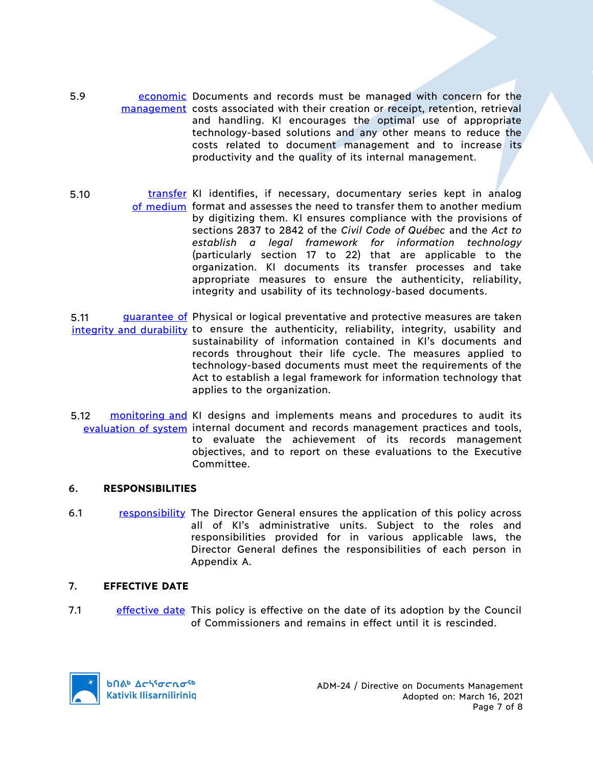5.9 economic management Documents and records must be managed with concern for the costs associated with their creation or receipt, retention, retrieval and handling. KI encourages the optimal use of appropriate technology-based solutions and any other means to reduce the costs related to document management and to increase its productivity and the quality of its internal management.

5.10 transfer of medium KI identifies, if necessary, documentary series kept in analog format and assesses the need to transfer them to another medium by digitizing them. KI ensures compliance with the provisions of sections 2837 to 2842 of the *Civil Code of Québec* and the *Act to establish a legal framework for information technology* (particularly section 17 to 22) that are applicable to the organization. KI documents its transfer processes and take appropriate measures to ensure the authenticity, reliability, integrity and usability of its technology-based documents.

5.11 guarantee of integrity and durability Physical or logical preventative and protective measures are taken to ensure the authenticity, reliability, integrity, usability and sustainability of information contained in KI's documents and records throughout their life cycle. The measures applied to technology-based documents must meet the requirements of the Act to establish a legal framework for information technology that applies to the organization.

5.12 monitoring and evaluation of system KI designs and implements means and procedures to audit its internal document and records management practices and tools, to evaluate the achievement of its records management objectives, and to report on these evaluations to the Executive Committee.

## 6. RESPONSIBILITIES

6.1 responsibility The Director General ensures the application of this policy across all of KI's administrative units. Subject to the roles and responsibilities provided for in various applicable laws, the Director General defines the responsibilities of each person in Appendix A.

## 7. EFFECTIVE DATE

7.1 effective date This policy is effective on the date of its adoption by the Council of Commissioners and remains in effect until it is rescinded.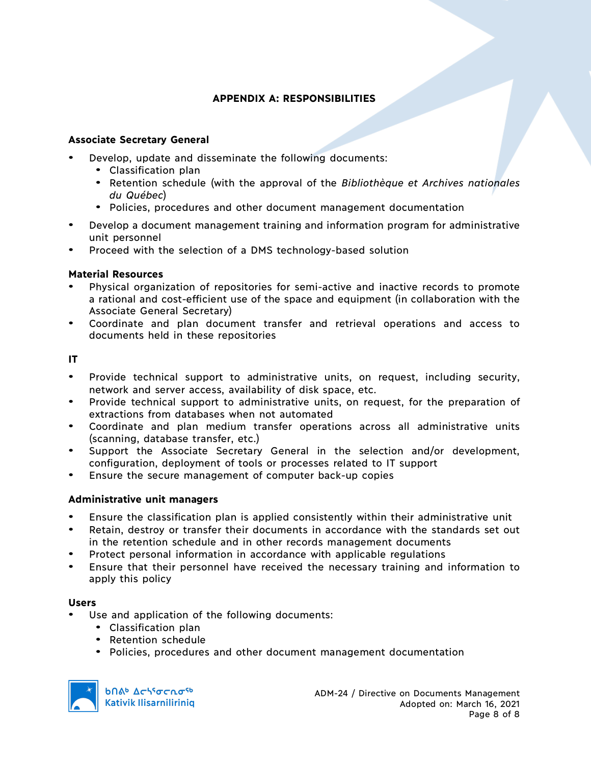## APPENDIX A: RESPONSIBILITIES

**Associate Secretary General**

- Develop, update and disseminate the following documents:
  - Classification plan
  - Retention schedule (with the approval of the *Bibliothèque et Archives nationales du Québec*)
  - Policies, procedures and other document management documentation
- Develop a document management training and information program for administrative unit personnel
- Proceed with the selection of a DMS technology-based solution

**Material Resources**

- Physical organization of repositories for semi-active and inactive records to promote a rational and cost-efficient use of the space and equipment (in collaboration with the Associate General Secretary)
- Coordinate and plan document transfer and retrieval operations and access to documents held in these repositories

**IT**

- Provide technical support to administrative units, on request, including security, network and server access, availability of disk space, etc.
- Provide technical support to administrative units, on request, for the preparation of extractions from databases when not automated
- Coordinate and plan medium transfer operations across all administrative units (scanning, database transfer, etc.)
- Support the Associate Secretary General in the selection and/or development, configuration, deployment of tools or processes related to IT support
- Ensure the secure management of computer back-up copies

**Administrative unit managers**

- Ensure the classification plan is applied consistently within their administrative unit
- Retain, destroy or transfer their documents in accordance with the standards set out in the retention schedule and in other records management documents
- Protect personal information in accordance with applicable regulations
- Ensure that their personnel have received the necessary training and information to apply this policy

**Users**

- Use and application of the following documents:
  - Classification plan
  - Retention schedule
  - Policies, procedures and other document management documentation